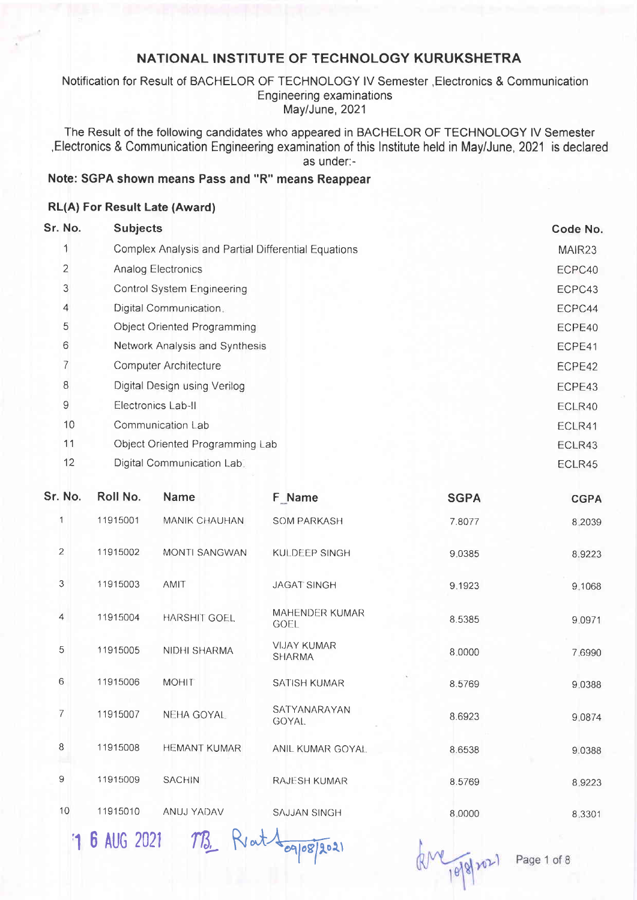# NATIONAL INSTITUTE OF TECHNOLOGY KURUKSHETRA

Notification for Result of BACHELOR OF TECHNOLOGY IV Semester ,Electronics & Communication Engineering examinations
May/June, 2021

The Result of the following candidates who appeared in BACHELOR OF TECHNOLOGY IV Semester ,Electronics & Communication Engineering examination of this Institute held in May/June, 2021 is declared as under:-

**Note: SGPA shown means Pass and "R" means Reappear**

**RL(A) For Result Late (Award)**

| Sr. No. | Subjects | Code No. |
|---|---|---|
| 1 | Complex Analysis and Partial Differential Equations | MAIR23 |
| 2 | Analog Electronics | ECPC40 |
| 3 | Control System Engineering | ECPC43 |
| 4 | Digital Communication | ECPC44 |
| 5 | Object Oriented Programming | ECPE40 |
| 6 | Network Analysis and Synthesis | ECPE41 |
| 7 | Computer Architecture | ECPE42 |
| 8 | Digital Design using Verilog | ECPE43 |
| 9 | Electronics Lab-II | ECLR40 |
| 10 | Communication Lab | ECLR41 |
| 11 | Object Oriented Programming Lab | ECLR43 |
| 12 | Digital Communication Lab | ECLR45 |

| Sr. No. | Roll No. | Name | F_Name | SGPA | CGPA |
|---|---|---|---|---|---|
| 1 | 11915001 | MANIK CHAUHAN | SOM PARKASH | 7.8077 | 8.2039 |
| 2 | 11915002 | MONTI SANGWAN | KULDEEP SINGH | 9.0385 | 8.9223 |
| 3 | 11915003 | AMIT | JAGAT SINGH | 9.1923 | 9.1068 |
| 4 | 11915004 | HARSHIT GOEL | MAHENDER KUMAR GOEL | 8.5385 | 9.0971 |
| 5 | 11915005 | NIDHI SHARMA | VIJAY KUMAR SHARMA | 8.0000 | 7.6990 |
| 6 | 11915006 | MOHIT | SATISH KUMAR | 8.5769 | 9.0388 |
| 7 | 11915007 | NEHA GOYAL | SATYANARAYAN GOYAL | 8.6923 | 9.0874 |
| 8 | 11915008 | HEMANT KUMAR | ANIL KUMAR GOYAL | 8.6538 | 9.0388 |
| 9 | 11915009 | SACHIN | RAJESH KUMAR | 8.5769 | 8.9223 |
| 10 | 11915010 | ANUJ YADAV | SAJJAN SINGH | 8.0000 | 8.3301 |

16 AUG 2021 TB. Rvat 09/08/2021

10/8/2021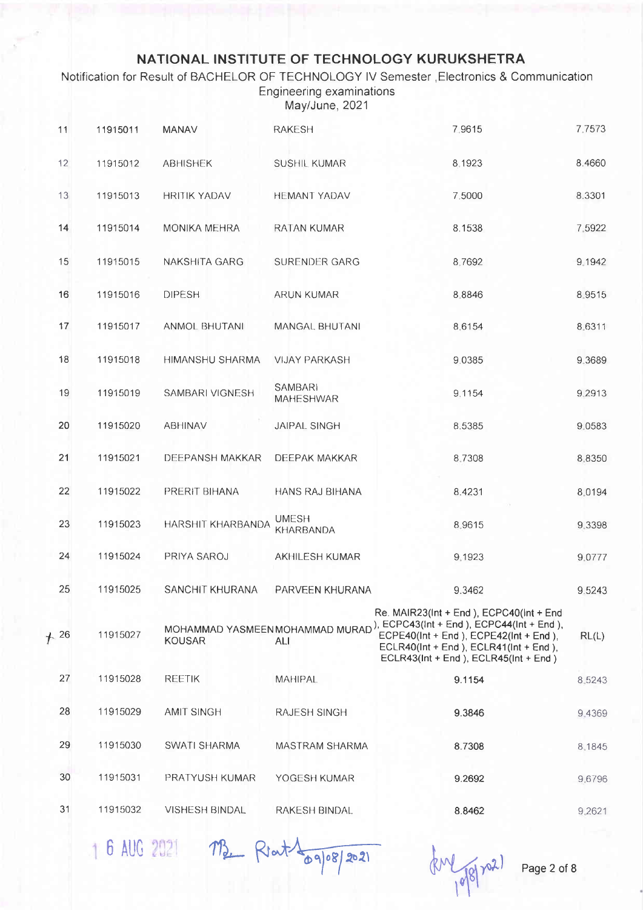# NATIONAL INSTITUTE OF TECHNOLOGY KURUKSHETRA

Notification for Result of BACHELOR OF TECHNOLOGY IV Semester ,Electronics & Communication Engineering examinations

May/June, 2021

| | | | | | |
|---|---|---|---|---|---|
| 11 | 11915011 | MANAV | RAKESH | 7.9615 | 7.7573 |
| 12 | 11915012 | ABHISHEK | SUSHIL KUMAR | 8.1923 | 8.4660 |
| 13 | 11915013 | HRITIK YADAV | HEMANT YADAV | 7.5000 | 8.3301 |
| 14 | 11915014 | MONIKA MEHRA | RATAN KUMAR | 8.1538 | 7.5922 |
| 15 | 11915015 | NAKSHITA GARG | SURENDER GARG | 8.7692 | 9.1942 |
| 16 | 11915016 | DIPESH | ARUN KUMAR | 8.8846 | 8.9515 |
| 17 | 11915017 | ANMOL BHUTANI | MANGAL BHUTANI | 8.6154 | 8.6311 |
| 18 | 11915018 | HIMANSHU SHARMA | VIJAY PARKASH | 9.0385 | 9.3689 |
| 19 | 11915019 | SAMBARI VIGNESH | SAMBARI MAHESHWAR | 9.1154 | 9.2913 |
| 20 | 11915020 | ABHINAV | JAIPAL SINGH | 8.5385 | 9.0583 |
| 21 | 11915021 | DEEPANSH MAKKAR | DEEPAK MAKKAR | 8.7308 | 8.8350 |
| 22 | 11915022 | PRERIT BIHANA | HANS RAJ BIHANA | 8.4231 | 8.0194 |
| 23 | 11915023 | HARSHIT KHARBANDA | UMESH KHARBANDA | 8.9615 | 9.3398 |
| 24 | 11915024 | PRIYA SAROJ | AKHILESH KUMAR | 9.1923 | 9.0777 |
| 25 | 11915025 | SANCHIT KHURANA | PARVEEN KHURANA | 9.3462 | 9.5243 |
| 26 | 11915027 | MOHAMMAD YASMEEN KOUSAR | MOHAMMAD MURAD ALI | Re. MAIR23(Int + End ), ECPC40(Int + End ), ECPC43(Int + End ), ECPC44(Int + End ), ECPE40(Int + End ), ECPE42(Int + End ), ECLR40(Int + End ), ECLR41(Int + End ), ECLR43(Int + End ), ECLR45(Int + End ) | RL(L) |
| 27 | 11915028 | REETIK | MAHIPAL | 9.1154 | 8.5243 |
| 28 | 11915029 | AMIT SINGH | RAJESH SINGH | 9.3846 | 9.4369 |
| 29 | 11915030 | SWATI SHARMA | MASTRAM SHARMA | 8.7308 | 8.1845 |
| 30 | 11915031 | PRATYUSH KUMAR | YOGESH KUMAR | 9.2692 | 9.6796 |
| 31 | 11915032 | VISHESH BINDAL | RAKESH BINDAL | 8.8462 | 9.2621 |

16 AUG 2021 09/08/2021 10/8/2021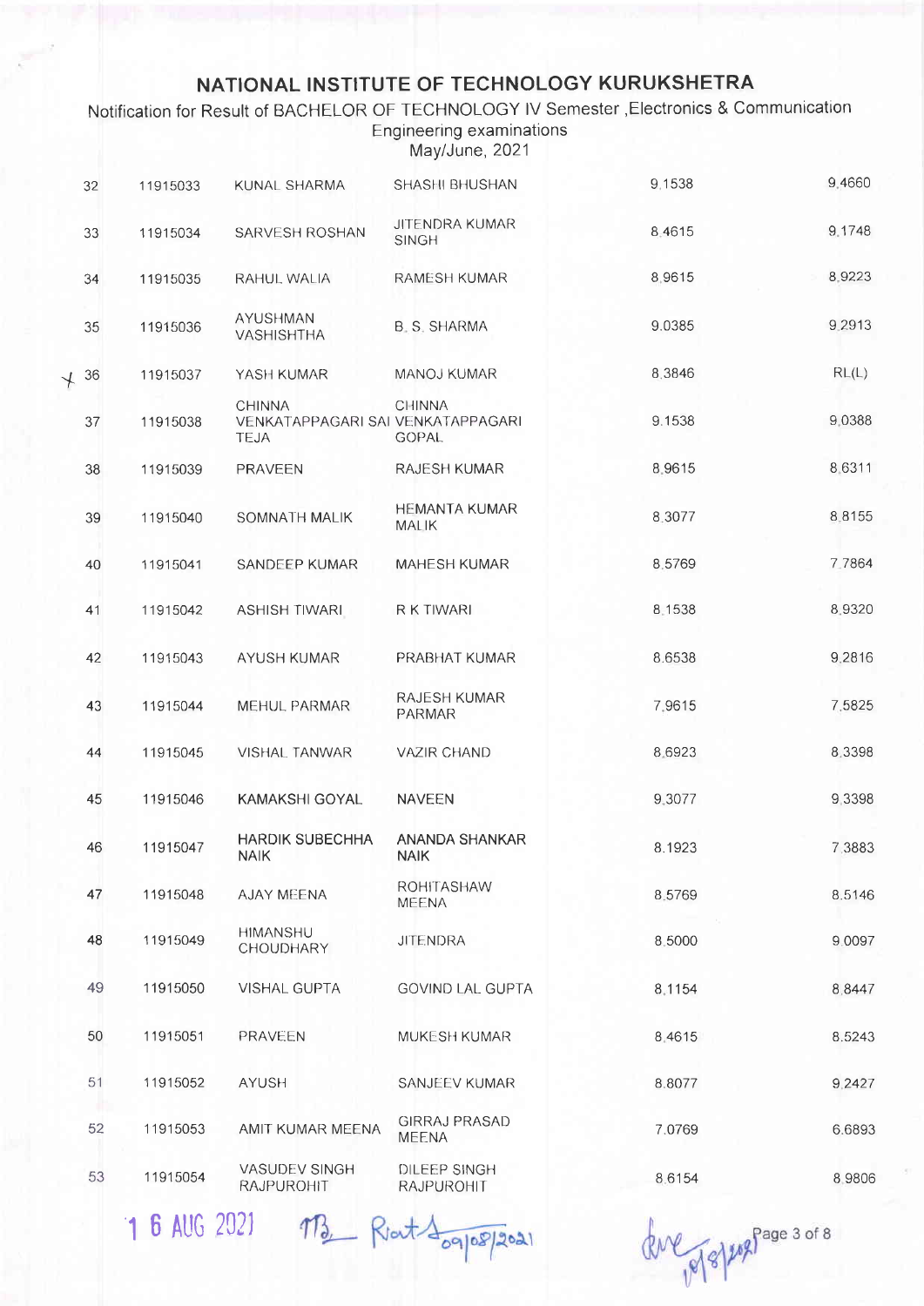# NATIONAL INSTITUTE OF TECHNOLOGY KURUKSHETRA

Notification for Result of BACHELOR OF TECHNOLOGY IV Semester ,Electronics & Communication Engineering examinations

May/June, 2021

| | | | | | |
|---|---|---|---|---|---|
| 32 | 11915033 | KUNAL SHARMA | SHASHI BHUSHAN | 9.1538 | 9.4660 |
| 33 | 11915034 | SARVESH ROSHAN | JITENDRA KUMAR SINGH | 8.4615 | 9.1748 |
| 34 | 11915035 | RAHUL WALIA | RAMESH KUMAR | 8.9615 | 8.9223 |
| 35 | 11915036 | AYUSHMAN VASHISHTHA | B. S. SHARMA | 9.0385 | 9.2913 |
| 36 | 11915037 | YASH KUMAR | MANOJ KUMAR | 8.3846 | RL(L) |
| 37 | 11915038 | CHINNA VENKATAPPAGARI SAI TEJA | CHINNA VENKATAPPAGARI GOPAL | 9.1538 | 9.0388 |
| 38 | 11915039 | PRAVEEN | RAJESH KUMAR | 8.9615 | 8.6311 |
| 39 | 11915040 | SOMNATH MALIK | HEMANTA KUMAR MALIK | 8.3077 | 8.8155 |
| 40 | 11915041 | SANDEEP KUMAR | MAHESH KUMAR | 8.5769 | 7.7864 |
| 41 | 11915042 | ASHISH TIWARI | R K TIWARI | 8.1538 | 8.9320 |
| 42 | 11915043 | AYUSH KUMAR | PRABHAT KUMAR | 8.6538 | 9.2816 |
| 43 | 11915044 | MEHUL PARMAR | RAJESH KUMAR PARMAR | 7.9615 | 7.5825 |
| 44 | 11915045 | VISHAL TANWAR | VAZIR CHAND | 8.6923 | 8.3398 |
| 45 | 11915046 | KAMAKSHI GOYAL | NAVEEN | 9.3077 | 9.3398 |
| 46 | 11915047 | HARDIK SUBECHHA NAIK | ANANDA SHANKAR NAIK | 8.1923 | 7.3883 |
| 47 | 11915048 | AJAY MEENA | ROHITASHAW MEENA | 8.5769 | 8.5146 |
| 48 | 11915049 | HIMANSHU CHOUDHARY | JITENDRA | 8.5000 | 9.0097 |
| 49 | 11915050 | VISHAL GUPTA | GOVIND LAL GUPTA | 8.1154 | 8.8447 |
| 50 | 11915051 | PRAVEEN | MUKESH KUMAR | 8.4615 | 8.5243 |
| 51 | 11915052 | AYUSH | SANJEEV KUMAR | 8.8077 | 9.2427 |
| 52 | 11915053 | AMIT KUMAR MEENA | GIRRAJ PRASAD MEENA | 7.0769 | 6.6893 |
| 53 | 11915054 | VASUDEV SINGH RAJPUROHIT | DILEEP SINGH RAJPUROHIT | 8.6154 | 8.9806 |

16 AUG 2021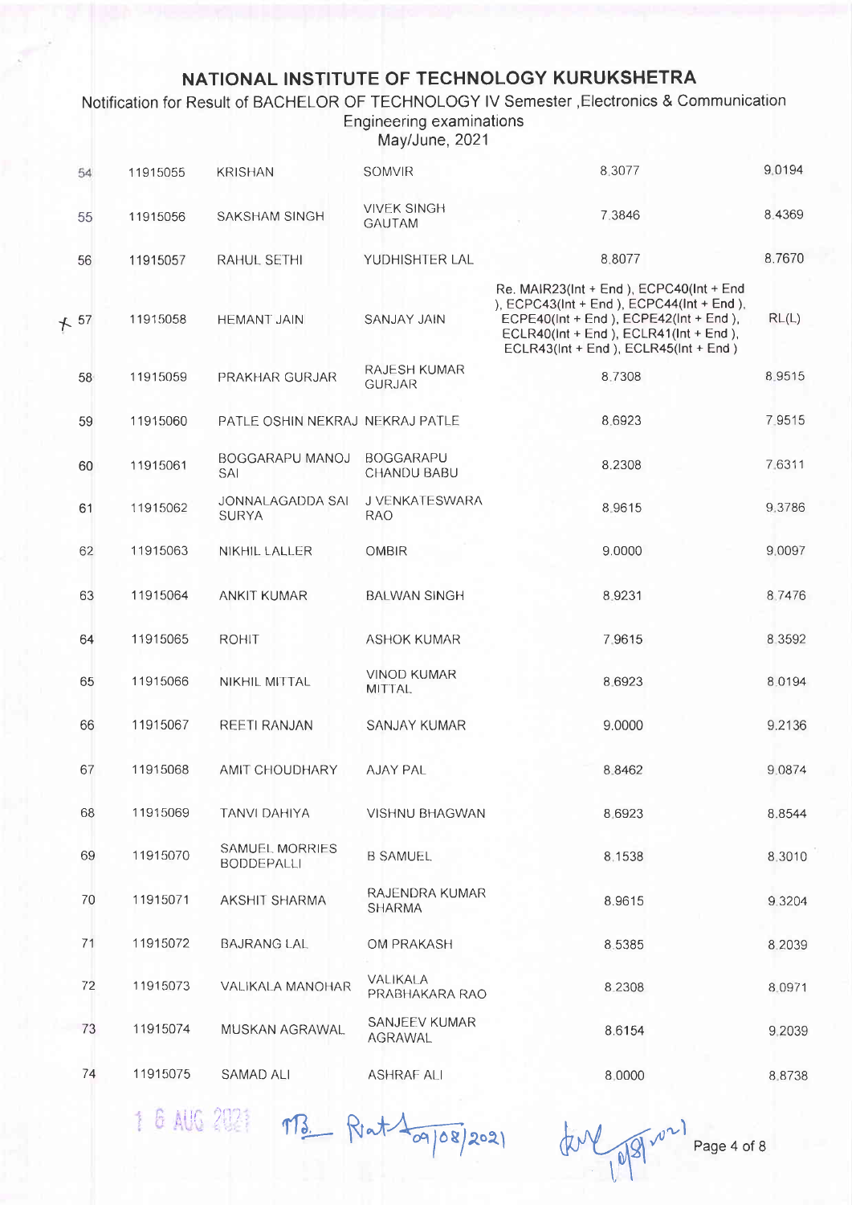# NATIONAL INSTITUTE OF TECHNOLOGY KURUKSHETRA

Notification for Result of BACHELOR OF TECHNOLOGY IV Semester ,Electronics & Communication Engineering examinations

May/June, 2021

| | | | | | |
|---|---|---|---|---|---|
| 54 | 11915055 | KRISHAN | SOMVIR | 8.3077 | 9.0194 |
| 55 | 11915056 | SAKSHAM SINGH | VIVEK SINGH GAUTAM | 7.3846 | 8.4369 |
| 56 | 11915057 | RAHUL SETHI | YUDHISHTER LAL | 8.8077 | 8.7670 |
| * 57 | 11915058 | HEMANT JAIN | SANJAY JAIN | Re. MAIR23(Int + End ), ECPC40(Int + End ), ECPC43(Int + End ), ECPC44(Int + End ), ECPE40(Int + End ), ECPE42(Int + End ), ECLR40(Int + End ), ECLR41(Int + End ), ECLR43(Int + End ), ECLR45(Int + End ) | RL(L) |
| 58 | 11915059 | PRAKHAR GURJAR | RAJESH KUMAR GURJAR | 8.7308 | 8.9515 |
| 59 | 11915060 | PATLE OSHIN NEKRAJ | NEKRAJ PATLE | 8.6923 | 7.9515 |
| 60 | 11915061 | BOGGARAPU MANOJ SAI | BOGGARAPU CHANDU BABU | 8.2308 | 7.6311 |
| 61 | 11915062 | JONNALAGADDA SAI SURYA | J VENKATESWARA RAO | 8.9615 | 9.3786 |
| 62 | 11915063 | NIKHIL LALLER | OMBIR | 9.0000 | 9.0097 |
| 63 | 11915064 | ANKIT KUMAR | BALWAN SINGH | 8.9231 | 8.7476 |
| 64 | 11915065 | ROHIT | ASHOK KUMAR | 7.9615 | 8.3592 |
| 65 | 11915066 | NIKHIL MITTAL | VINOD KUMAR MITTAL | 8.6923 | 8.0194 |
| 66 | 11915067 | REETI RANJAN | SANJAY KUMAR | 9.0000 | 9.2136 |
| 67 | 11915068 | AMIT CHOUDHARY | AJAY PAL | 8.8462 | 9.0874 |
| 68 | 11915069 | TANVI DAHIYA | VISHNU BHAGWAN | 8.6923 | 8.8544 |
| 69 | 11915070 | SAMUEL MORRIES BODDEPALLI | B SAMUEL | 8.1538 | 8.3010 |
| 70 | 11915071 | AKSHIT SHARMA | RAJENDRA KUMAR SHARMA | 8.9615 | 9.3204 |
| 71 | 11915072 | BAJRANG LAL | OM PRAKASH | 8.5385 | 8.2039 |
| 72 | 11915073 | VALIKALA MANOHAR | VALIKALA PRABHAKARA RAO | 8.2308 | 8.0971 |
| 73 | 11915074 | MUSKAN AGRAWAL | SANJEEV KUMAR AGRAWAL | 8.6154 | 9.2039 |
| 74 | 11915075 | SAMAD ALI | ASHRAF ALI | 8.0000 | 8.8738 |

16 AUG 2021    09/08/2021    10/8/2021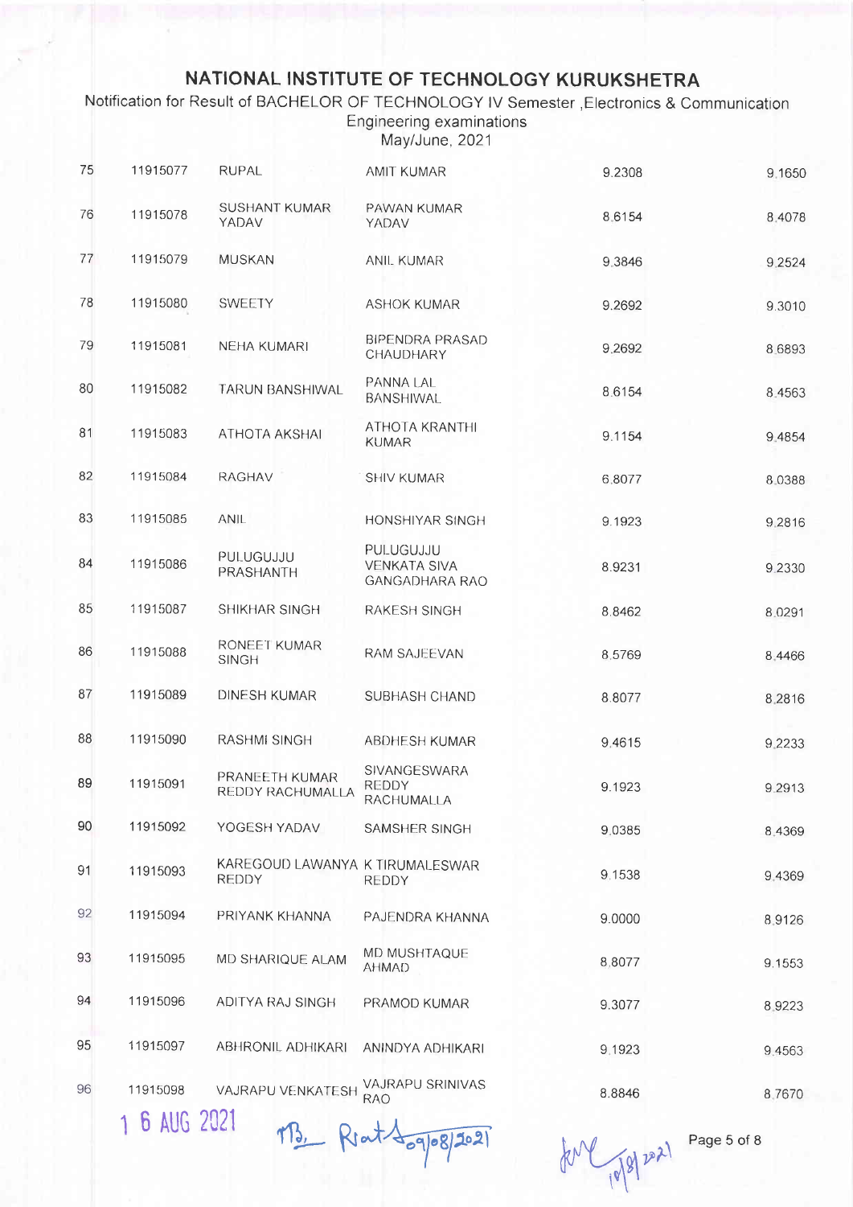# NATIONAL INSTITUTE OF TECHNOLOGY KURUKSHETRA

Notification for Result of BACHELOR OF TECHNOLOGY IV Semester ,Electronics & Communication Engineering examinations

May/June, 2021

| | | | | | |
|---|---|---|---|---|---|
| 75 | 11915077 | RUPAL | AMIT KUMAR | 9.2308 | 9.1650 |
| 76 | 11915078 | SUSHANT KUMAR YADAV | PAWAN KUMAR YADAV | 8.6154 | 8.4078 |
| 77 | 11915079 | MUSKAN | ANIL KUMAR | 9.3846 | 9.2524 |
| 78 | 11915080 | SWEETY | ASHOK KUMAR | 9.2692 | 9.3010 |
| 79 | 11915081 | NEHA KUMARI | BIPENDRA PRASAD CHAUDHARY | 9.2692 | 8.6893 |
| 80 | 11915082 | TARUN BANSHIWAL | PANNA LAL BANSHIWAL | 8.6154 | 8.4563 |
| 81 | 11915083 | ATHOTA AKSHAI | ATHOTA KRANTHI KUMAR | 9.1154 | 9.4854 |
| 82 | 11915084 | RAGHAV | SHIV KUMAR | 6.8077 | 8.0388 |
| 83 | 11915085 | ANIL | HONSHIYAR SINGH | 9.1923 | 9.2816 |
| 84 | 11915086 | PULUGUJJU PRASHANTH | PULUGUJJU VENKATA SIVA GANGADHARA RAO | 8.9231 | 9.2330 |
| 85 | 11915087 | SHIKHAR SINGH | RAKESH SINGH | 8.8462 | 8.0291 |
| 86 | 11915088 | RONEET KUMAR SINGH | RAM SAJEEVAN | 8.5769 | 8.4466 |
| 87 | 11915089 | DINESH KUMAR | SUBHASH CHAND | 8.8077 | 8.2816 |
| 88 | 11915090 | RASHMI SINGH | ABDHESH KUMAR | 9.4615 | 9.2233 |
| 89 | 11915091 | PRANEETH KUMAR REDDY RACHUMALLA | SIVANGESWARA REDDY RACHUMALLA | 9.1923 | 9.2913 |
| 90 | 11915092 | YOGESH YADAV | SAMSHER SINGH | 9.0385 | 8.4369 |
| 91 | 11915093 | KAREGOUD LAWANYA REDDY | K TIRUMALESWAR REDDY | 9.1538 | 9.4369 |
| 92 | 11915094 | PRIYANK KHANNA | PAJENDRA KHANNA | 9.0000 | 8.9126 |
| 93 | 11915095 | MD SHARIQUE ALAM | MD MUSHTAQUE AHMAD | 8.8077 | 9.1553 |
| 94 | 11915096 | ADITYA RAJ SINGH | PRAMOD KUMAR | 9.3077 | 8.9223 |
| 95 | 11915097 | ABHRONIL ADHIKARI | ANINDYA ADHIKARI | 9.1923 | 9.4563 |
| 96 | 11915098 | VAJRAPU VENKATESH | VAJRAPU SRINIVAS RAO | 8.8846 | 8.7670 |

16 AUG 2021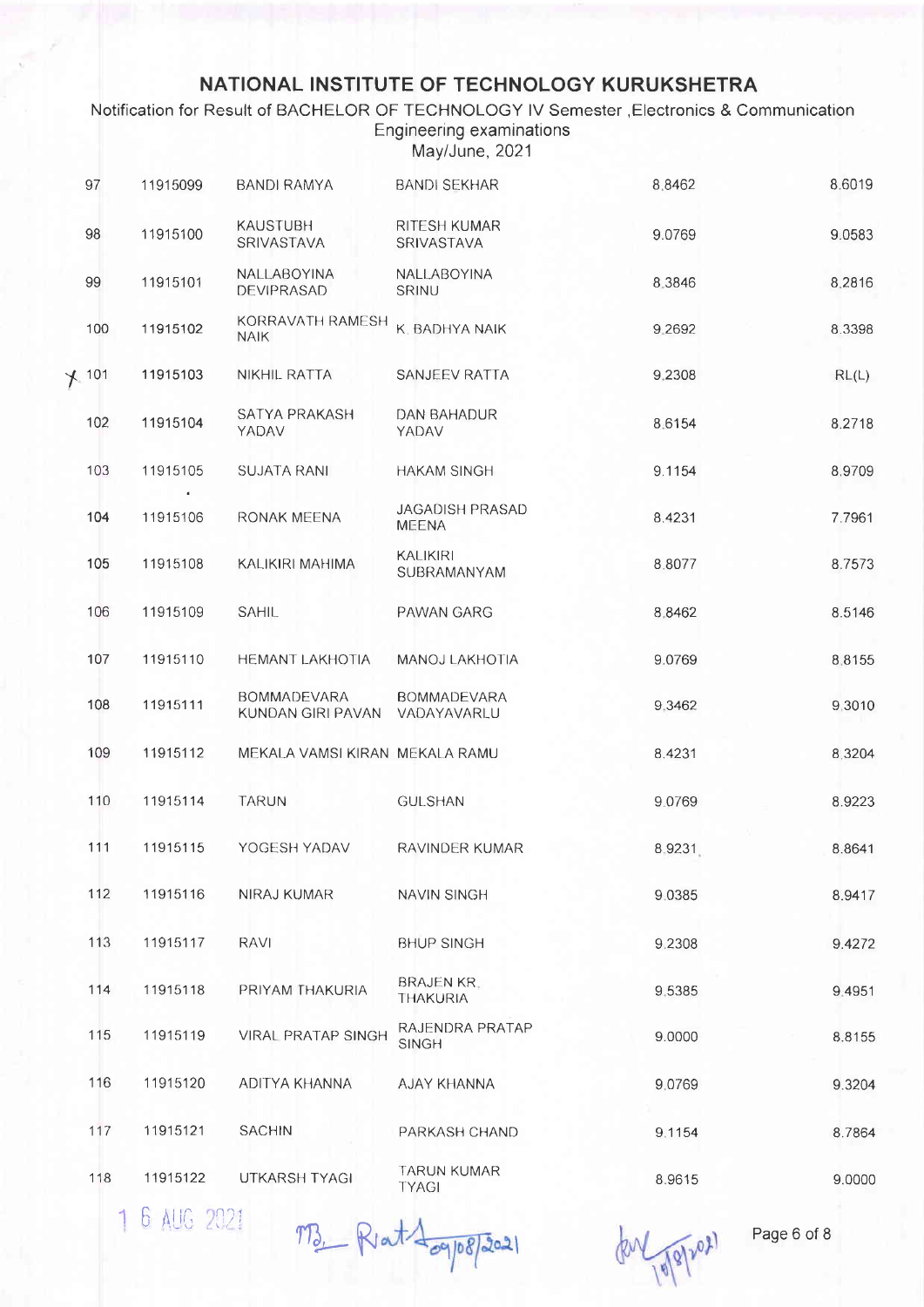# NATIONAL INSTITUTE OF TECHNOLOGY KURUKSHETRA

Notification for Result of BACHELOR OF TECHNOLOGY IV Semester ,Electronics & Communication Engineering examinations

May/June, 2021

| | | | | | |
|---|---|---|---|---|---|
| 97 | 11915099 | BANDI RAMYA | BANDI SEKHAR | 8.8462 | 8.6019 |
| 98 | 11915100 | KAUSTUBH SRIVASTAVA | RITESH KUMAR SRIVASTAVA | 9.0769 | 9.0583 |
| 99 | 11915101 | NALLABOYINA DEVIPRASAD | NALLABOYINA SRINU | 8.3846 | 8.2816 |
| 100 | 11915102 | KORRAVATH RAMESH NAIK | K. BADHYA NAIK | 9.2692 | 8.3398 |
| 101 | 11915103 | NIKHIL RATTA | SANJEEV RATTA | 9.2308 | RL(L) |
| 102 | 11915104 | SATYA PRAKASH YADAV | DAN BAHADUR YADAV | 8.6154 | 8.2718 |
| 103 | 11915105 | SUJATA RANI | HAKAM SINGH | 9.1154 | 8.9709 |
| 104 | 11915106 | RONAK MEENA | JAGADISH PRASAD MEENA | 8.4231 | 7.7961 |
| 105 | 11915108 | KALIKIRI MAHIMA | KALIKIRI SUBRAMANYAM | 8.8077 | 8.7573 |
| 106 | 11915109 | SAHIL | PAWAN GARG | 8.8462 | 8.5146 |
| 107 | 11915110 | HEMANT LAKHOTIA | MANOJ LAKHOTIA | 9.0769 | 8.8155 |
| 108 | 11915111 | BOMMADEVARA KUNDAN GIRI PAVAN | BOMMADEVARA VADAYAVARLU | 9.3462 | 9.3010 |
| 109 | 11915112 | MEKALA VAMSI KIRAN | MEKALA RAMU | 8.4231 | 8.3204 |
| 110 | 11915114 | TARUN | GULSHAN | 9.0769 | 8.9223 |
| 111 | 11915115 | YOGESH YADAV | RAVINDER KUMAR | 8.9231 | 8.8641 |
| 112 | 11915116 | NIRAJ KUMAR | NAVIN SINGH | 9.0385 | 8.9417 |
| 113 | 11915117 | RAVI | BHUP SINGH | 9.2308 | 9.4272 |
| 114 | 11915118 | PRIYAM THAKURIA | BRAJEN KR. THAKURIA | 9.5385 | 9.4951 |
| 115 | 11915119 | VIRAL PRATAP SINGH | RAJENDRA PRATAP SINGH | 9.0000 | 8.8155 |
| 116 | 11915120 | ADITYA KHANNA | AJAY KHANNA | 9.0769 | 9.3204 |
| 117 | 11915121 | SACHIN | PARKASH CHAND | 9.1154 | 8.7864 |
| 118 | 11915122 | UTKARSH TYAGI | TARUN KUMAR TYAGI | 8.9615 | 9.0000 |

16 AUG 2021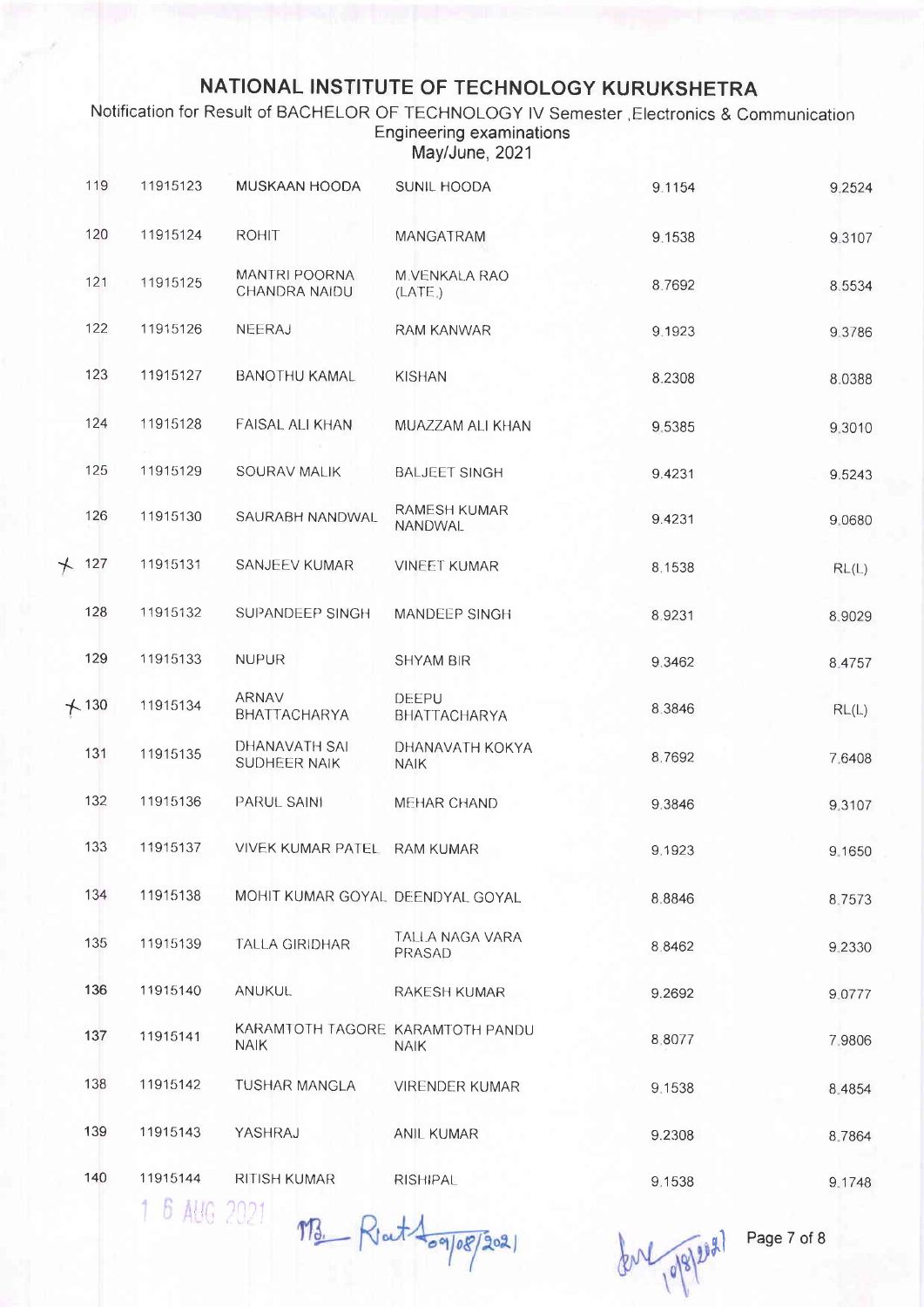# NATIONAL INSTITUTE OF TECHNOLOGY KURUKSHETRA

Notification for Result of BACHELOR OF TECHNOLOGY IV Semester ,Electronics & Communication Engineering examinations
May/June, 2021

| | | | | | |
|---|---|---|---|---|---|
| 119 | 11915123 | MUSKAAN HOODA | SUNIL HOODA | 9.1154 | 9.2524 |
| 120 | 11915124 | ROHIT | MANGATRAM | 9.1538 | 9.3107 |
| 121 | 11915125 | MANTRI POORNA CHANDRA NAIDU | M.VENKALA RAO (LATE.) | 8.7692 | 8.5534 |
| 122 | 11915126 | NEERAJ | RAM KANWAR | 9.1923 | 9.3786 |
| 123 | 11915127 | BANOTHU KAMAL | KISHAN | 8.2308 | 8.0388 |
| 124 | 11915128 | FAISAL ALI KHAN | MUAZZAM ALI KHAN | 9.5385 | 9.3010 |
| 125 | 11915129 | SOURAV MALIK | BALJEET SINGH | 9.4231 | 9.5243 |
| 126 | 11915130 | SAURABH NANDWAL | RAMESH KUMAR NANDWAL | 9.4231 | 9.0680 |
| 127 | 11915131 | SANJEEV KUMAR | VINEET KUMAR | 8.1538 | RL(L) |
| 128 | 11915132 | SUPANDEEP SINGH | MANDEEP SINGH | 8.9231 | 8.9029 |
| 129 | 11915133 | NUPUR | SHYAM BIR | 9.3462 | 8.4757 |
| 130 | 11915134 | ARNAV BHATTACHARYA | DEEPU BHATTACHARYA | 8.3846 | RL(L) |
| 131 | 11915135 | DHANAVATH SAI SUDHEER NAIK | DHANAVATH KOKYA NAIK | 8.7692 | 7.6408 |
| 132 | 11915136 | PARUL SAINI | MEHAR CHAND | 9.3846 | 9.3107 |
| 133 | 11915137 | VIVEK KUMAR PATEL | RAM KUMAR | 9.1923 | 9.1650 |
| 134 | 11915138 | MOHIT KUMAR GOYAL | DEENDYAL GOYAL | 8.8846 | 8.7573 |
| 135 | 11915139 | TALLA GIRIDHAR | TALLA NAGA VARA PRASAD | 8.8462 | 9.2330 |
| 136 | 11915140 | ANUKUL | RAKESH KUMAR | 9.2692 | 9.0777 |
| 137 | 11915141 | KARAMTOTH TAGORE NAIK | KARAMTOTH PANDU NAIK | 8.8077 | 7.9806 |
| 138 | 11915142 | TUSHAR MANGLA | VIRENDER KUMAR | 9.1538 | 8.4854 |
| 139 | 11915143 | YASHRAJ | ANIL KUMAR | 9.2308 | 8.7864 |
| 140 | 11915144 | RITISH KUMAR | RISHIPAL | 9.1538 | 9.1748 |

1 6 AUG 2021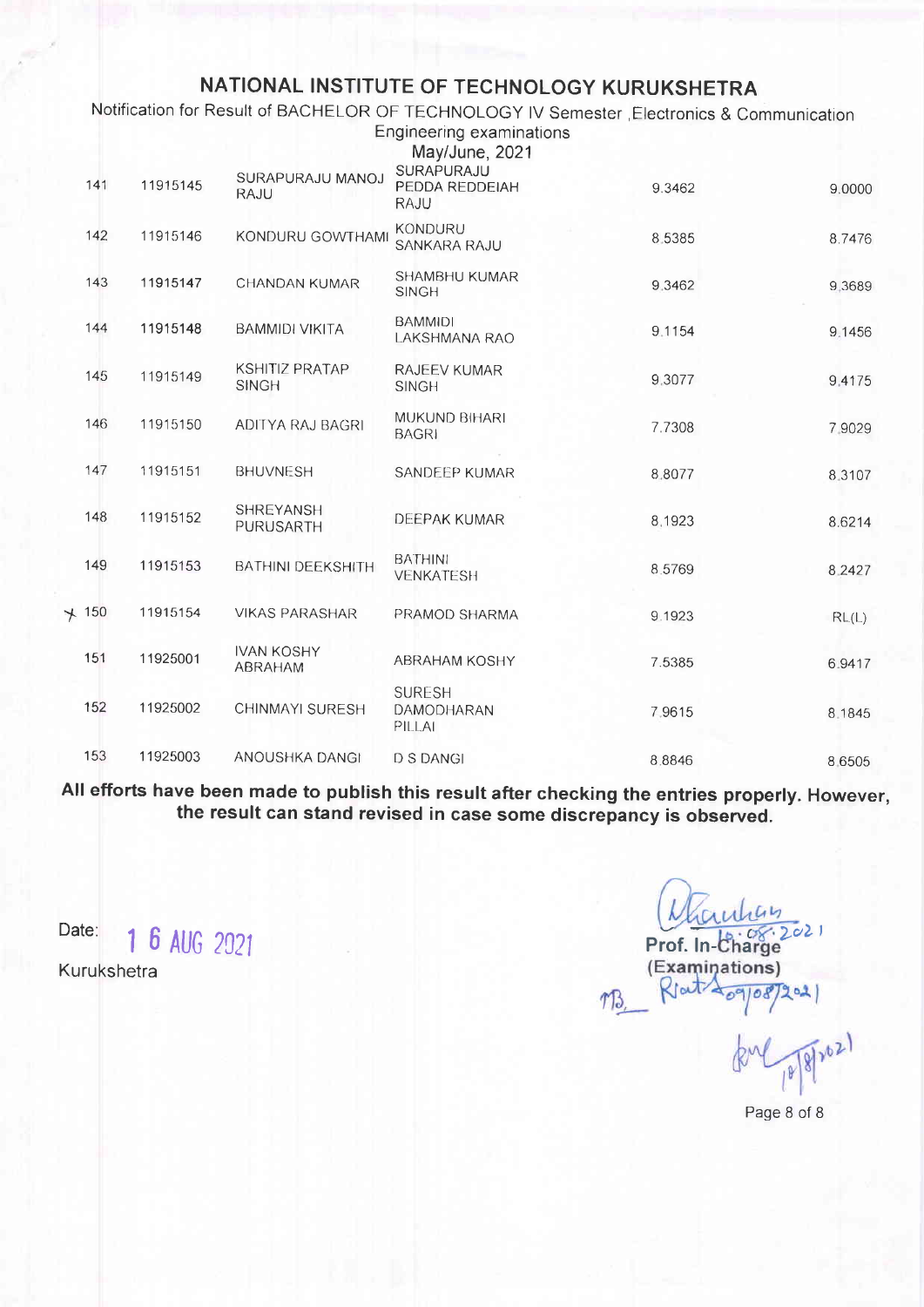# NATIONAL INSTITUTE OF TECHNOLOGY KURUKSHETRA

Notification for Result of BACHELOR OF TECHNOLOGY IV Semester ,Electronics & Communication Engineering examinations

May/June, 2021

| | | | | | |
|---|---|---|---|---|---|
| 141 | 11915145 | SURAPURAJU MANOJ RAJU | SURAPURAJU PEDDA REDDEIAH RAJU | 9.3462 | 9.0000 |
| 142 | 11915146 | KONDURU GOWTHAMI | KONDURU SANKARA RAJU | 8.5385 | 8.7476 |
| 143 | 11915147 | CHANDAN KUMAR | SHAMBHU KUMAR SINGH | 9.3462 | 9.3689 |
| 144 | 11915148 | BAMMIDI VIKITA | BAMMIDI LAKSHMANA RAO | 9.1154 | 9.1456 |
| 145 | 11915149 | KSHITIZ PRATAP SINGH | RAJEEV KUMAR SINGH | 9.3077 | 9.4175 |
| 146 | 11915150 | ADITYA RAJ BAGRI | MUKUND BIHARI BAGRI | 7.7308 | 7.9029 |
| 147 | 11915151 | BHUVNESH | SANDEEP KUMAR | 8.8077 | 8.3107 |
| 148 | 11915152 | SHREYANSH PURUSARTH | DEEPAK KUMAR | 8.1923 | 8.6214 |
| 149 | 11915153 | BATHINI DEEKSHITH | BATHINI VENKATESH | 8.5769 | 8.2427 |
| 150 | 11915154 | VIKAS PARASHAR | PRAMOD SHARMA | 9.1923 | RL(L) |
| 151 | 11925001 | IVAN KOSHY ABRAHAM | ABRAHAM KOSHY | 7.5385 | 6.9417 |
| 152 | 11925002 | CHINMAYI SURESH | SURESH DAMODHARAN PILLAI | 7.9615 | 8.1845 |
| 153 | 11925003 | ANOUSHKA DANGI | D S DANGI | 8.8846 | 8.6505 |

**All efforts have been made to publish this result after checking the entries properly. However, the result can stand revised in case some discrepancy is observed.**

Date: 16 AUG 2021

Kurukshetra

**Prof. In-Charge**
**(Examinations)**